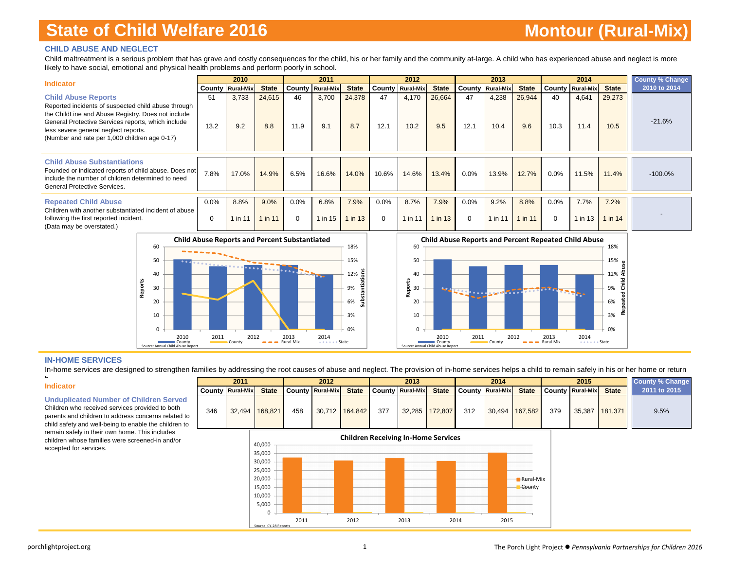# State of Child Welfare 2016 — Montour (Rural-Mix)

## CHILD ABUSE AND NEGLECT

Child maltreatment is a serious problem that has grave and costly consequences for the child, his or her family and the community at-large. A child who has experienced abuse and neglect is more likely to have social, emotional and physical health problems and perform poorly in school.

| Indicator | 2010 | | | 2011 | | | 2012 | | | 2013 | | | 2014 | | | County % Change 2010 to 2014 |
|---|---|---|---|---|---|---|---|---|---|---|---|---|---|---|---|---|
| | County | Rural-Mix | State | County | Rural-Mix | State | County | Rural-Mix | State | County | Rural-Mix | State | County | Rural-Mix | State | |
| **Child Abuse Reports** Reported incidents of suspected child abuse through the ChildLine and Abuse Registry. Does not include General Protective Services reports, which include less severe general neglect reports. (Number and rate per 1,000 children age 0-17) | 51 | 3,733 | 24,615 | 46 | 3,700 | 24,378 | 47 | 4,170 | 26,664 | 47 | 4,238 | 26,944 | 40 | 4,641 | 29,273 | |
| | 13.2 | 9.2 | 8.8 | 11.9 | 9.1 | 8.7 | 12.1 | 10.2 | 9.5 | 12.1 | 10.4 | 9.6 | 10.3 | 11.4 | 10.5 | -21.6% |
| **Child Abuse Substantiations** Founded or indicated reports of child abuse. Does not include the number of children determined to need General Protective Services. | 7.8% | 17.0% | 14.9% | 6.5% | 16.6% | 14.0% | 10.6% | 14.6% | 13.4% | 0.0% | 13.9% | 12.7% | 0.0% | 11.5% | 11.4% | -100.0% |
| **Repeated Child Abuse** Children with another substantiated incident of abuse following the first reported incident. (Data may be overstated.) | 0.0% | 8.8% | 9.0% | 0.0% | 6.8% | 7.9% | 0.0% | 8.7% | 7.9% | 0.0% | 9.2% | 8.8% | 0.0% | 7.7% | 7.2% | - |
| | 0 | 1 in 11 | 1 in 11 | 0 | 1 in 15 | 1 in 13 | 0 | 1 in 11 | 1 in 13 | 0 | 1 in 11 | 1 in 11 | 0 | 1 in 13 | 1 in 14 | |

**Child Abuse Reports and Percent Substantiated**

Source: Annual Child Abuse Report

**Child Abuse Reports and Percent Repeated Child Abuse**

Source: Annual Child Abuse Report

## IN-HOME SERVICES

In-home services are designed to strengthen families by addressing the root causes of abuse and neglect. The provision of in-home services helps a child to remain safely in his or her home or return h

| Indicator | 2011 | | | 2012 | | | 2013 | | | 2014 | | | 2015 | | | County % Change 2011 to 2015 |
|---|---|---|---|---|---|---|---|---|---|---|---|---|---|---|---|---|
| | County | Rural-Mix | State | County | Rural-Mix | State | County | Rural-Mix | State | County | Rural-Mix | State | County | Rural-Mix | State | |
| **Unduplicated Number of Children Served** Children who received services provided to both parents and children to address concerns related to child safety and well-being to enable the children to remain safely in their own home. This includes children whose families were screened-in and/or accepted for services. | 346 | 32,494 | 168,821 | 458 | 30,712 | 164,842 | 377 | 32,285 | 172,807 | 312 | 30,494 | 167,582 | 379 | 35,387 | 181,371 | 9.5% |

**Children Receiving In-Home Services**

Source: CY-28 Reports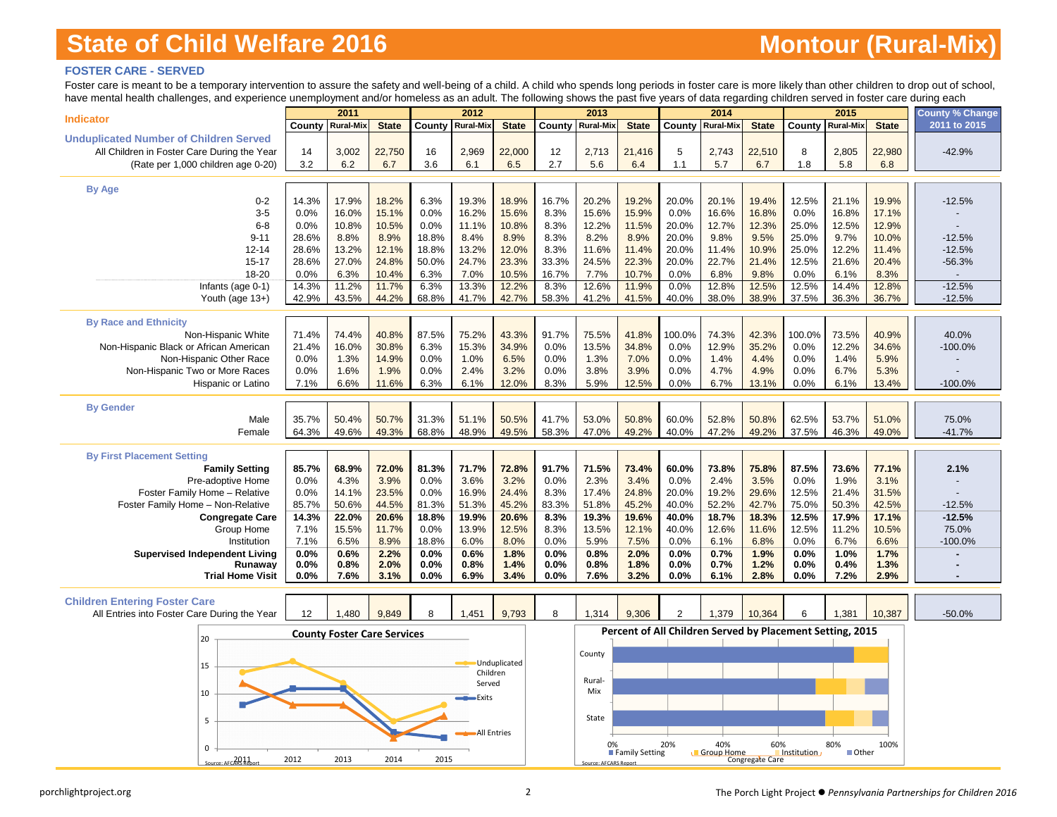# State of Child Welfare 2016 — Montour (Rural-Mix)

## FOSTER CARE - SERVED

Foster care is meant to be a temporary intervention to assure the safety and well-being of a child. A child who spends long periods in foster care is more likely than other children to drop out of school, have mental health challenges, and experience unemployment and/or homeless as an adult. The following shows the past five years of data regarding children served in foster care during each

| Indicator | 2011 | | | 2012 | | | 2013 | | | 2014 | | | 2015 | | | County % Change 2011 to 2015 |
|---|---|---|---|---|---|---|---|---|---|---|---|---|---|---|---|---|
| | County | Rural-Mix | State | County | Rural-Mix | State | County | Rural-Mix | State | County | Rural-Mix | State | County | Rural-Mix | State | |
| **Unduplicated Number of Children Served** | | | | | | | | | | | | | | | | |
| All Children in Foster Care During the Year | 14 | 3,002 | 22,750 | 16 | 2,969 | 22,000 | 12 | 2,713 | 21,416 | 5 | 2,743 | 22,510 | 8 | 2,805 | 22,980 | -42.9% |
| (Rate per 1,000 children age 0-20) | 3.2 | 6.2 | 6.7 | 3.6 | 6.1 | 6.5 | 2.7 | 5.6 | 6.4 | 1.1 | 5.7 | 6.7 | 1.8 | 5.8 | 6.8 | |
| **By Age** | | | | | | | | | | | | | | | | |
| 0-2 | 14.3% | 17.9% | 18.2% | 6.3% | 19.3% | 18.9% | 16.7% | 20.2% | 19.2% | 20.0% | 20.1% | 19.4% | 12.5% | 21.1% | 19.9% | -12.5% |
| 3-5 | 0.0% | 16.0% | 15.1% | 0.0% | 16.2% | 15.6% | 8.3% | 15.6% | 15.9% | 0.0% | 16.6% | 16.8% | 0.0% | 16.8% | 17.1% | - |
| 6-8 | 0.0% | 10.8% | 10.5% | 0.0% | 11.1% | 10.8% | 8.3% | 12.2% | 11.5% | 20.0% | 12.7% | 12.3% | 25.0% | 12.5% | 12.9% | - |
| 9-11 | 28.6% | 8.8% | 8.9% | 18.8% | 8.4% | 8.9% | 8.3% | 8.2% | 8.9% | 20.0% | 9.8% | 9.5% | 25.0% | 9.7% | 10.0% | -12.5% |
| 12-14 | 28.6% | 13.2% | 12.1% | 18.8% | 13.2% | 12.0% | 8.3% | 11.6% | 11.4% | 20.0% | 11.4% | 10.9% | 25.0% | 12.2% | 11.4% | -12.5% |
| 15-17 | 28.6% | 27.0% | 24.8% | 50.0% | 24.7% | 23.3% | 33.3% | 24.5% | 22.3% | 20.0% | 22.7% | 21.4% | 12.5% | 21.6% | 20.4% | -56.3% |
| 18-20 | 0.0% | 6.3% | 10.4% | 6.3% | 7.0% | 10.5% | 16.7% | 7.7% | 10.7% | 0.0% | 6.8% | 9.8% | 0.0% | 6.1% | 8.3% | - |
| Infants (age 0-1) | 14.3% | 11.2% | 11.7% | 6.3% | 13.3% | 12.2% | 8.3% | 12.6% | 11.9% | 0.0% | 12.8% | 12.5% | 12.5% | 14.4% | 12.8% | -12.5% |
| Youth (age 13+) | 42.9% | 43.5% | 44.2% | 68.8% | 41.7% | 42.7% | 58.3% | 41.2% | 41.5% | 40.0% | 38.0% | 38.9% | 37.5% | 36.3% | 36.7% | -12.5% |
| **By Race and Ethnicity** | | | | | | | | | | | | | | | | |
| Non-Hispanic White | 71.4% | 74.4% | 40.8% | 87.5% | 75.2% | 43.3% | 91.7% | 75.5% | 41.8% | 100.0% | 74.3% | 42.3% | 100.0% | 73.5% | 40.9% | 40.0% |
| Non-Hispanic Black or African American | 21.4% | 16.0% | 30.8% | 6.3% | 15.3% | 34.9% | 0.0% | 13.5% | 34.8% | 0.0% | 12.9% | 35.2% | 0.0% | 12.2% | 34.6% | -100.0% |
| Non-Hispanic Other Race | 0.0% | 1.3% | 14.9% | 0.0% | 1.0% | 6.5% | 0.0% | 1.3% | 7.0% | 0.0% | 1.4% | 4.4% | 0.0% | 1.4% | 5.9% | - |
| Non-Hispanic Two or More Races | 0.0% | 1.6% | 1.9% | 0.0% | 2.4% | 3.2% | 0.0% | 3.8% | 3.9% | 0.0% | 4.7% | 4.9% | 0.0% | 6.7% | 5.3% | - |
| Hispanic or Latino | 7.1% | 6.6% | 11.6% | 6.3% | 6.1% | 12.0% | 8.3% | 5.9% | 12.5% | 0.0% | 6.7% | 13.1% | 0.0% | 6.1% | 13.4% | -100.0% |
| **By Gender** | | | | | | | | | | | | | | | | |
| Male | 35.7% | 50.4% | 50.7% | 31.3% | 51.1% | 50.5% | 41.7% | 53.0% | 50.8% | 60.0% | 52.8% | 50.8% | 62.5% | 53.7% | 51.0% | 75.0% |
| Female | 64.3% | 49.6% | 49.3% | 68.8% | 48.9% | 49.5% | 58.3% | 47.0% | 49.2% | 40.0% | 47.2% | 49.2% | 37.5% | 46.3% | 49.0% | -41.7% |
| **By First Placement Setting** | | | | | | | | | | | | | | | | |
| **Family Setting** | **85.7%** | **68.9%** | **72.0%** | **81.3%** | **71.7%** | **72.8%** | **91.7%** | **71.5%** | **73.4%** | **60.0%** | **73.8%** | **75.8%** | **87.5%** | **73.6%** | **77.1%** | **2.1%** |
| Pre-adoptive Home | 0.0% | 4.3% | 3.9% | 0.0% | 3.6% | 3.2% | 0.0% | 2.3% | 3.4% | 0.0% | 2.4% | 3.5% | 0.0% | 1.9% | 3.1% | - |
| Foster Family Home – Relative | 0.0% | 14.1% | 23.5% | 0.0% | 16.9% | 24.4% | 8.3% | 17.4% | 24.8% | 20.0% | 19.2% | 29.6% | 12.5% | 21.4% | 31.5% | - |
| Foster Family Home – Non-Relative | 85.7% | 50.6% | 44.5% | 81.3% | 51.3% | 45.2% | 83.3% | 51.8% | 45.2% | 40.0% | 52.2% | 42.7% | 75.0% | 50.3% | 42.5% | -12.5% |
| **Congregate Care** | **14.3%** | **22.0%** | **20.6%** | **18.8%** | **19.9%** | **20.6%** | **8.3%** | **19.3%** | **19.6%** | **40.0%** | **18.7%** | **18.3%** | **12.5%** | **17.9%** | **17.1%** | **-12.5%** |
| Group Home | 7.1% | 15.5% | 11.7% | 0.0% | 13.9% | 12.5% | 8.3% | 13.5% | 12.1% | 40.0% | 12.6% | 11.6% | 12.5% | 11.2% | 10.5% | 75.0% |
| Institution | 7.1% | 6.5% | 8.9% | 18.8% | 6.0% | 8.0% | 0.0% | 5.9% | 7.5% | 0.0% | 6.1% | 6.8% | 0.0% | 6.7% | 6.6% | -100.0% |
| **Supervised Independent Living** | **0.0%** | **0.6%** | **2.2%** | **0.0%** | **0.6%** | **1.8%** | **0.0%** | **0.8%** | **2.0%** | **0.0%** | **0.7%** | **1.9%** | **0.0%** | **1.0%** | **1.7%** | **-** |
| **Runaway** | **0.0%** | **0.8%** | **2.0%** | **0.0%** | **0.8%** | **1.4%** | **0.0%** | **0.8%** | **1.8%** | **0.0%** | **0.7%** | **1.2%** | **0.0%** | **0.4%** | **1.3%** | **-** |
| **Trial Home Visit** | **0.0%** | **7.6%** | **3.1%** | **0.0%** | **6.9%** | **3.4%** | **0.0%** | **7.6%** | **3.2%** | **0.0%** | **6.1%** | **2.8%** | **0.0%** | **7.2%** | **2.9%** | **-** |
| **Children Entering Foster Care** | | | | | | | | | | | | | | | | |
| All Entries into Foster Care During the Year | 12 | 1,480 | 9,849 | 8 | 1,451 | 9,793 | 8 | 1,314 | 9,306 | 2 | 1,379 | 10,364 | 6 | 1,381 | 10,387 | -50.0% |

**County Foster Care Services**

| Year | Unduplicated Children Served | Exits | All Entries |
|---|---|---|---|
| 2011 | 14 | 8 | 12 |
| 2012 | 16 | 11 | 8 |
| 2013 | 12 | 11 | 8 |
| 2014 | 5 | 3 | 2 |
| 2015 | 8 | 2 | 6 |

Source: AFCARS Report

**Percent of All Children Served by Placement Setting, 2015**

Legend: Family Setting; Congregate Care (Group Home, Institution); Other. Rows: County, Rural-Mix, State.

Source: AFCARS Report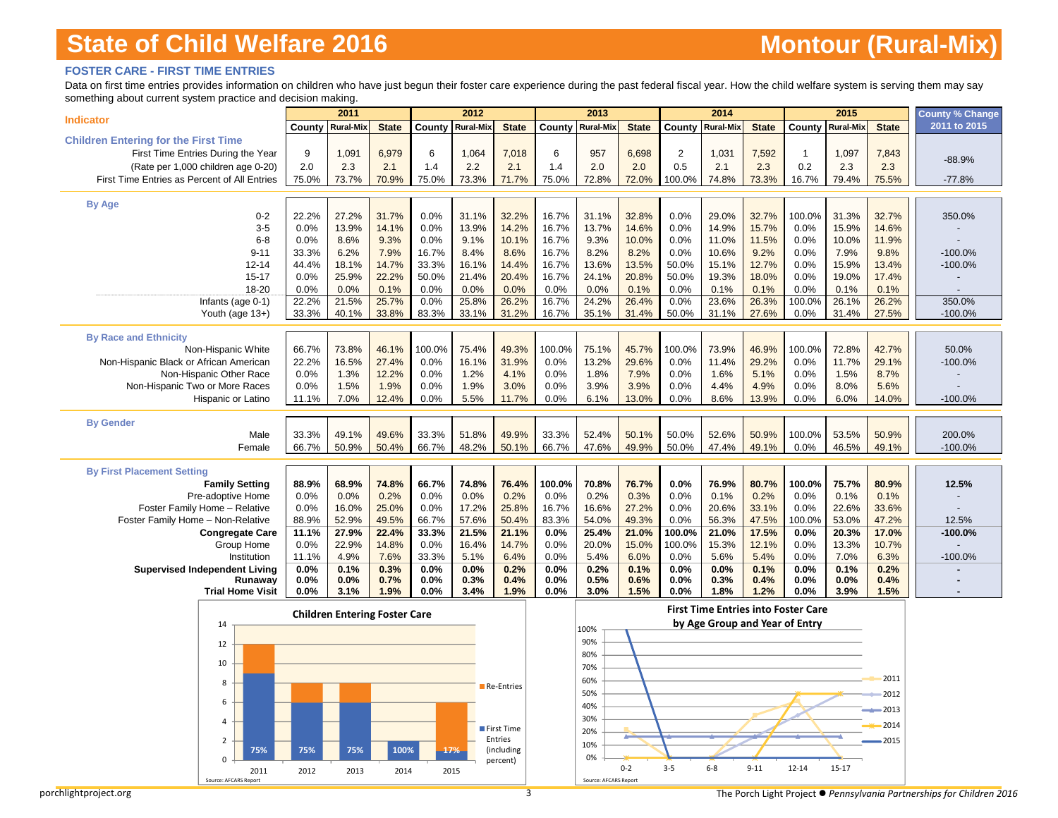# State of Child Welfare 2016 — Montour (Rural-Mix)

## FOSTER CARE - FIRST TIME ENTRIES

Data on first time entries provides information on children who have just begun their foster care experience during the past federal fiscal year. How the child welfare system is serving them may say something about current system practice and decision making.

| Indicator | 2011 | | | 2012 | | | 2013 | | | 2014 | | | 2015 | | | County % Change 2011 to 2015 |
|---|---|---|---|---|---|---|---|---|---|---|---|---|---|---|---|---|
| | County | Rural-Mix | State | County | Rural-Mix | State | County | Rural-Mix | State | County | Rural-Mix | State | County | Rural-Mix | State | |
| **Children Entering for the First Time** | | | | | | | | | | | | | | | | |
| First Time Entries During the Year | 9 | 1,091 | 6,979 | 6 | 1,064 | 7,018 | 6 | 957 | 6,698 | 2 | 1,031 | 7,592 | 1 | 1,097 | 7,843 | -88.9% |
| (Rate per 1,000 children age 0-20) | 2.0 | 2.3 | 2.1 | 1.4 | 2.2 | 2.1 | 1.4 | 2.0 | 2.0 | 0.5 | 2.1 | 2.3 | 0.2 | 2.3 | 2.3 | |
| First Time Entries as Percent of All Entries | 75.0% | 73.7% | 70.9% | 75.0% | 73.3% | 71.7% | 75.0% | 72.8% | 72.0% | 100.0% | 74.8% | 73.3% | 16.7% | 79.4% | 75.5% | -77.8% |
| **By Age** | | | | | | | | | | | | | | | | |
| 0-2 | 22.2% | 27.2% | 31.7% | 0.0% | 31.1% | 32.2% | 16.7% | 31.1% | 32.8% | 0.0% | 29.0% | 32.7% | 100.0% | 31.3% | 32.7% | 350.0% |
| 3-5 | 0.0% | 13.9% | 14.1% | 0.0% | 13.9% | 14.2% | 16.7% | 13.7% | 14.6% | 0.0% | 14.9% | 15.7% | 0.0% | 15.9% | 14.6% | - |
| 6-8 | 0.0% | 8.6% | 9.3% | 0.0% | 9.1% | 10.1% | 16.7% | 9.3% | 10.0% | 0.0% | 11.0% | 11.5% | 0.0% | 10.0% | 11.9% | - |
| 9-11 | 33.3% | 6.2% | 7.9% | 16.7% | 8.4% | 8.6% | 16.7% | 8.2% | 8.2% | 0.0% | 10.6% | 9.2% | 0.0% | 7.9% | 9.8% | -100.0% |
| 12-14 | 44.4% | 18.1% | 14.7% | 33.3% | 16.1% | 14.4% | 16.7% | 13.6% | 13.5% | 50.0% | 15.1% | 12.7% | 0.0% | 15.9% | 13.4% | -100.0% |
| 15-17 | 0.0% | 25.9% | 22.2% | 50.0% | 21.4% | 20.4% | 16.7% | 24.1% | 20.8% | 50.0% | 19.3% | 18.0% | 0.0% | 19.0% | 17.4% | - |
| 18-20 | 0.0% | 0.0% | 0.1% | 0.0% | 0.0% | 0.0% | 0.0% | 0.0% | 0.1% | 0.0% | 0.1% | 0.1% | 0.0% | 0.1% | 0.1% | - |
| Infants (age 0-1) | 22.2% | 21.5% | 25.7% | 0.0% | 25.8% | 26.2% | 16.7% | 24.2% | 26.4% | 0.0% | 23.6% | 26.3% | 100.0% | 26.1% | 26.2% | 350.0% |
| Youth (age 13+) | 33.3% | 40.1% | 33.8% | 83.3% | 33.1% | 31.2% | 16.7% | 35.1% | 31.4% | 50.0% | 31.1% | 27.6% | 0.0% | 31.4% | 27.5% | -100.0% |
| **By Race and Ethnicity** | | | | | | | | | | | | | | | | |
| Non-Hispanic White | 66.7% | 73.8% | 46.1% | 100.0% | 75.4% | 49.3% | 100.0% | 75.1% | 45.7% | 100.0% | 73.9% | 46.9% | 100.0% | 72.8% | 42.7% | 50.0% |
| Non-Hispanic Black or African American | 22.2% | 16.5% | 27.4% | 0.0% | 16.1% | 31.9% | 0.0% | 13.2% | 29.6% | 0.0% | 11.4% | 29.2% | 0.0% | 11.7% | 29.1% | -100.0% |
| Non-Hispanic Other Race | 0.0% | 1.3% | 12.2% | 0.0% | 1.2% | 4.1% | 0.0% | 1.8% | 7.9% | 0.0% | 1.6% | 5.1% | 0.0% | 1.5% | 8.7% | - |
| Non-Hispanic Two or More Races | 0.0% | 1.5% | 1.9% | 0.0% | 1.9% | 3.0% | 0.0% | 3.9% | 3.9% | 0.0% | 4.4% | 4.9% | 0.0% | 8.0% | 5.6% | - |
| Hispanic or Latino | 11.1% | 7.0% | 12.4% | 0.0% | 5.5% | 11.7% | 0.0% | 6.1% | 13.0% | 0.0% | 8.6% | 13.9% | 0.0% | 6.0% | 14.0% | -100.0% |
| **By Gender** | | | | | | | | | | | | | | | | |
| Male | 33.3% | 49.1% | 49.6% | 33.3% | 51.8% | 49.9% | 33.3% | 52.4% | 50.1% | 50.0% | 52.6% | 50.9% | 100.0% | 53.5% | 50.9% | 200.0% |
| Female | 66.7% | 50.9% | 50.4% | 66.7% | 48.2% | 50.1% | 66.7% | 47.6% | 49.9% | 50.0% | 47.4% | 49.1% | 0.0% | 46.5% | 49.1% | -100.0% |
| **By First Placement Setting** | | | | | | | | | | | | | | | | |
| **Family Setting** | **88.9%** | **68.9%** | **74.8%** | **66.7%** | **74.8%** | **76.4%** | **100.0%** | **70.8%** | **76.7%** | **0.0%** | **76.9%** | **80.7%** | **100.0%** | **75.7%** | **80.9%** | **12.5%** |
| Pre-adoptive Home | 0.0% | 0.0% | 0.2% | 0.0% | 0.0% | 0.2% | 0.0% | 0.2% | 0.3% | 0.0% | 0.1% | 0.2% | 0.0% | 0.1% | 0.1% | - |
| Foster Family Home – Relative | 0.0% | 16.0% | 25.0% | 0.0% | 17.2% | 25.8% | 16.7% | 16.6% | 27.2% | 0.0% | 20.6% | 33.1% | 0.0% | 22.6% | 33.6% | - |
| Foster Family Home – Non-Relative | 88.9% | 52.9% | 49.5% | 66.7% | 57.6% | 50.4% | 83.3% | 54.0% | 49.3% | 0.0% | 56.3% | 47.5% | 100.0% | 53.0% | 47.2% | 12.5% |
| **Congregate Care** | **11.1%** | **27.9%** | **22.4%** | **33.3%** | **21.5%** | **21.1%** | **0.0%** | **25.4%** | **21.0%** | **100.0%** | **21.0%** | **17.5%** | **0.0%** | **20.3%** | **17.0%** | **-100.0%** |
| Group Home | 0.0% | 22.9% | 14.8% | 0.0% | 16.4% | 14.7% | 0.0% | 20.0% | 15.0% | 100.0% | 15.3% | 12.1% | 0.0% | 13.3% | 10.7% | - |
| Institution | 11.1% | 4.9% | 7.6% | 33.3% | 5.1% | 6.4% | 0.0% | 5.4% | 6.0% | 0.0% | 5.6% | 5.4% | 0.0% | 7.0% | 6.3% | -100.0% |
| **Supervised Independent Living** | **0.0%** | **0.1%** | **0.3%** | **0.0%** | **0.0%** | **0.2%** | **0.0%** | **0.2%** | **0.1%** | **0.0%** | **0.0%** | **0.1%** | **0.0%** | **0.1%** | **0.2%** | **-** |
| **Runaway** | **0.0%** | **0.0%** | **0.7%** | **0.0%** | **0.3%** | **0.4%** | **0.0%** | **0.5%** | **0.6%** | **0.0%** | **0.3%** | **0.4%** | **0.0%** | **0.0%** | **0.4%** | **-** |
| **Trial Home Visit** | **0.0%** | **3.1%** | **1.9%** | **0.0%** | **3.4%** | **1.9%** | **0.0%** | **3.0%** | **1.5%** | **0.0%** | **1.8%** | **1.2%** | **0.0%** | **3.9%** | **1.5%** | **-** |

**Children Entering Foster Care**

| Year | First Time Entries (including percent) | Re-Entries |
|---|---|---|
| 2011 | 9 (75%) | 3 |
| 2012 | 6 (75%) | 2 |
| 2013 | 6 (75%) | 2 |
| 2014 | 2 (100%) | 0 |
| 2015 | 1 (17%) | 5 |

Source: AFCARS Report

**First Time Entries into Foster Care by Age Group and Year of Entry**

(Line chart: 2011, 2012, 2013, 2014, 2015; age groups 0-2, 3-5, 6-8, 9-11, 12-14, 15-17)

Source: AFCARS Report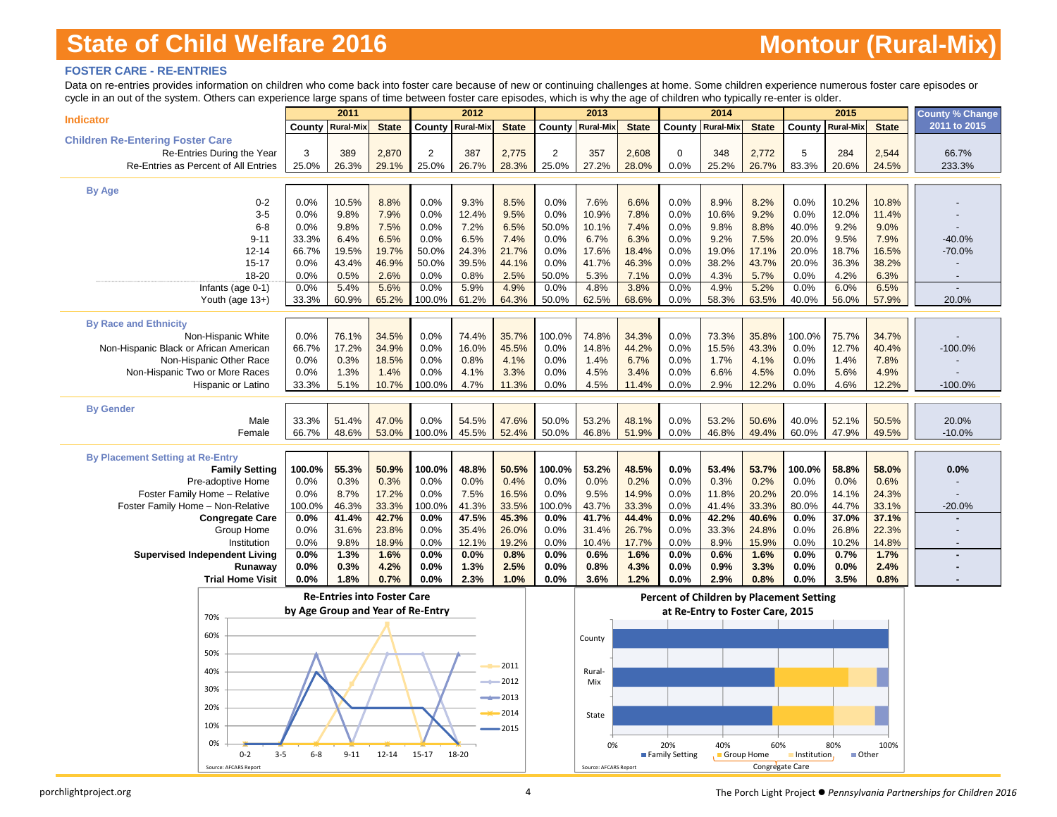# State of Child Welfare 2016 — Montour (Rural-Mix)

## FOSTER CARE - RE-ENTRIES

Data on re-entries provides information on children who come back into foster care because of new or continuing challenges at home. Some children experience numerous foster care episodes or cycle in an out of the system. Others can experience large spans of time between foster care episodes, which is why the age of children who typically re-enter is older.

| Indicator | 2011 | | | 2012 | | | 2013 | | | 2014 | | | 2015 | | | County % Change |
|---|---|---|---|---|---|---|---|---|---|---|---|---|---|---|---|---|
| | County | Rural-Mix | State | County | Rural-Mix | State | County | Rural-Mix | State | County | Rural-Mix | State | County | Rural-Mix | State | 2011 to 2015 |
| **Children Re-Entering Foster Care** | | | | | | | | | | | | | | | | |
| Re-Entries During the Year | 3 | 389 | 2,870 | 2 | 387 | 2,775 | 2 | 357 | 2,608 | 0 | 348 | 2,772 | 5 | 284 | 2,544 | 66.7% |
| Re-Entries as Percent of All Entries | 25.0% | 26.3% | 29.1% | 25.0% | 26.7% | 28.3% | 25.0% | 27.2% | 28.0% | 0.0% | 25.2% | 26.7% | 83.3% | 20.6% | 24.5% | 233.3% |
| **By Age** | | | | | | | | | | | | | | | | |
| 0-2 | 0.0% | 10.5% | 8.8% | 0.0% | 9.3% | 8.5% | 0.0% | 7.6% | 6.6% | 0.0% | 8.9% | 8.2% | 0.0% | 10.2% | 10.8% | - |
| 3-5 | 0.0% | 9.8% | 7.9% | 0.0% | 12.4% | 9.5% | 0.0% | 10.9% | 7.8% | 0.0% | 10.6% | 9.2% | 0.0% | 12.0% | 11.4% | - |
| 6-8 | 0.0% | 9.8% | 7.5% | 0.0% | 7.2% | 6.5% | 50.0% | 10.1% | 7.4% | 0.0% | 9.8% | 8.8% | 40.0% | 9.2% | 9.0% | - |
| 9-11 | 33.3% | 6.4% | 6.5% | 0.0% | 6.5% | 7.4% | 0.0% | 6.7% | 6.3% | 0.0% | 9.2% | 7.5% | 20.0% | 9.5% | 7.9% | -40.0% |
| 12-14 | 66.7% | 19.5% | 19.7% | 50.0% | 24.3% | 21.7% | 0.0% | 17.6% | 18.4% | 0.0% | 19.0% | 17.1% | 20.0% | 18.7% | 16.5% | -70.0% |
| 15-17 | 0.0% | 43.4% | 46.9% | 50.0% | 39.5% | 44.1% | 0.0% | 41.7% | 46.3% | 0.0% | 38.2% | 43.7% | 20.0% | 36.3% | 38.2% | - |
| 18-20 | 0.0% | 0.5% | 2.6% | 0.0% | 0.8% | 2.5% | 50.0% | 5.3% | 7.1% | 0.0% | 4.3% | 5.7% | 0.0% | 4.2% | 6.3% | - |
| Infants (age 0-1) | 0.0% | 5.4% | 5.6% | 0.0% | 5.9% | 4.9% | 0.0% | 4.8% | 3.8% | 0.0% | 4.9% | 5.2% | 0.0% | 6.0% | 6.5% | - |
| Youth (age 13+) | 33.3% | 60.9% | 65.2% | 100.0% | 61.2% | 64.3% | 50.0% | 62.5% | 68.6% | 0.0% | 58.3% | 63.5% | 40.0% | 56.0% | 57.9% | 20.0% |
| **By Race and Ethnicity** | | | | | | | | | | | | | | | | |
| Non-Hispanic White | 0.0% | 76.1% | 34.5% | 0.0% | 74.4% | 35.7% | 100.0% | 74.8% | 34.3% | 0.0% | 73.3% | 35.8% | 100.0% | 75.7% | 34.7% | - |
| Non-Hispanic Black or African American | 66.7% | 17.2% | 34.9% | 0.0% | 16.0% | 45.5% | 0.0% | 14.8% | 44.2% | 0.0% | 15.5% | 43.3% | 0.0% | 12.7% | 40.4% | -100.0% |
| Non-Hispanic Other Race | 0.0% | 0.3% | 18.5% | 0.0% | 0.8% | 4.1% | 0.0% | 1.4% | 6.7% | 0.0% | 1.7% | 4.1% | 0.0% | 1.4% | 7.8% | - |
| Non-Hispanic Two or More Races | 0.0% | 1.3% | 1.4% | 0.0% | 4.1% | 3.3% | 0.0% | 4.5% | 3.4% | 0.0% | 6.6% | 4.5% | 0.0% | 5.6% | 4.9% | - |
| Hispanic or Latino | 33.3% | 5.1% | 10.7% | 100.0% | 4.7% | 11.3% | 0.0% | 4.5% | 11.4% | 0.0% | 2.9% | 12.2% | 0.0% | 4.6% | 12.2% | -100.0% |
| **By Gender** | | | | | | | | | | | | | | | | |
| Male | 33.3% | 51.4% | 47.0% | 0.0% | 54.5% | 47.6% | 50.0% | 53.2% | 48.1% | 0.0% | 53.2% | 50.6% | 40.0% | 52.1% | 50.5% | 20.0% |
| Female | 66.7% | 48.6% | 53.0% | 100.0% | 45.5% | 52.4% | 50.0% | 46.8% | 51.9% | 0.0% | 46.8% | 49.4% | 60.0% | 47.9% | 49.5% | -10.0% |
| **By Placement Setting at Re-Entry** | | | | | | | | | | | | | | | | |
| **Family Setting** | **100.0%** | **55.3%** | **50.9%** | **100.0%** | **48.8%** | **50.5%** | **100.0%** | **53.2%** | **48.5%** | **0.0%** | **53.4%** | **53.7%** | **100.0%** | **58.8%** | **58.0%** | **0.0%** |
| Pre-adoptive Home | 0.0% | 0.3% | 0.3% | 0.0% | 0.0% | 0.4% | 0.0% | 0.0% | 0.2% | 0.0% | 0.3% | 0.2% | 0.0% | 0.0% | 0.6% | - |
| Foster Family Home – Relative | 0.0% | 8.7% | 17.2% | 0.0% | 7.5% | 16.5% | 0.0% | 9.5% | 14.9% | 0.0% | 11.8% | 20.2% | 20.0% | 14.1% | 24.3% | - |
| Foster Family Home – Non-Relative | 100.0% | 46.3% | 33.3% | 100.0% | 41.3% | 33.5% | 100.0% | 43.7% | 33.3% | 0.0% | 41.4% | 33.3% | 80.0% | 44.7% | 33.1% | -20.0% |
| **Congregate Care** | **0.0%** | **41.4%** | **42.7%** | **0.0%** | **47.5%** | **45.3%** | **0.0%** | **41.7%** | **44.4%** | **0.0%** | **42.2%** | **40.6%** | **0.0%** | **37.0%** | **37.1%** | **-** |
| Group Home | 0.0% | 31.6% | 23.8% | 0.0% | 35.4% | 26.0% | 0.0% | 31.4% | 26.7% | 0.0% | 33.3% | 24.8% | 0.0% | 26.8% | 22.3% | - |
| Institution | 0.0% | 9.8% | 18.9% | 0.0% | 12.1% | 19.2% | 0.0% | 10.4% | 17.7% | 0.0% | 8.9% | 15.9% | 0.0% | 10.2% | 14.8% | - |
| **Supervised Independent Living** | **0.0%** | **1.3%** | **1.6%** | **0.0%** | **0.0%** | **0.8%** | **0.0%** | **0.6%** | **1.6%** | **0.0%** | **0.6%** | **1.6%** | **0.0%** | **0.7%** | **1.7%** | **-** |
| **Runaway** | **0.0%** | **0.3%** | **4.2%** | **0.0%** | **1.3%** | **2.5%** | **0.0%** | **0.8%** | **4.3%** | **0.0%** | **0.9%** | **3.3%** | **0.0%** | **0.0%** | **2.4%** | **-** |
| **Trial Home Visit** | **0.0%** | **1.8%** | **0.7%** | **0.0%** | **2.3%** | **1.0%** | **0.0%** | **3.6%** | **1.2%** | **0.0%** | **2.9%** | **0.8%** | **0.0%** | **3.5%** | **0.8%** | **-** |

**Re-Entries into Foster Care by Age Group and Year of Re-Entry**

Source: AFCARS Report

**Percent of Children by Placement Setting at Re-Entry to Foster Care, 2015**

Source: AFCARS Report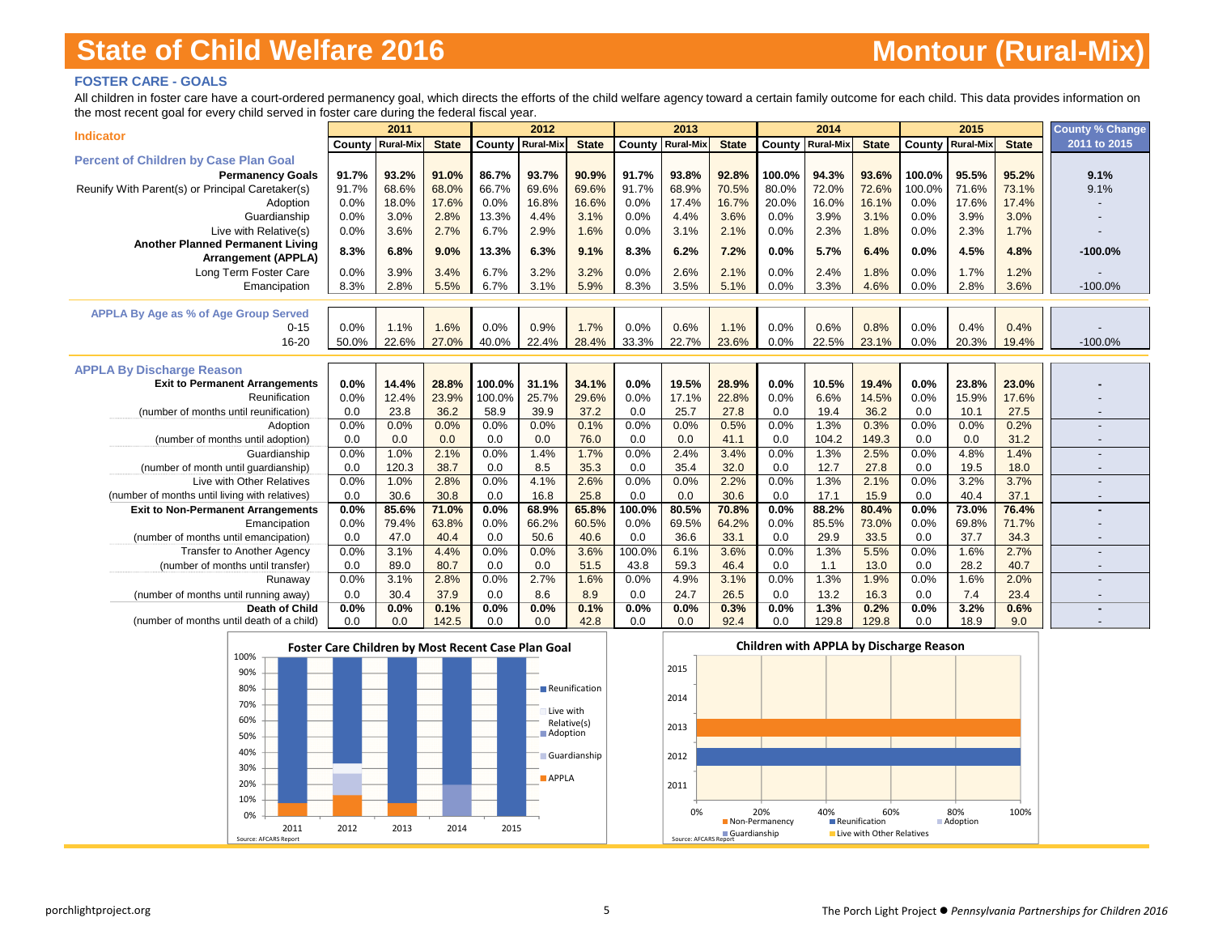# State of Child Welfare 2016 — Montour (Rural-Mix)

## FOSTER CARE - GOALS

All children in foster care have a court-ordered permanency goal, which directs the efforts of the child welfare agency toward a certain family outcome for each child. This data provides information on the most recent goal for every child served in foster care during the federal fiscal year.

| Indicator | 2011 | | | 2012 | | | 2013 | | | 2014 | | | 2015 | | | County % Change |
|---|---|---|---|---|---|---|---|---|---|---|---|---|---|---|---|---|
| | County | Rural-Mix | State | County | Rural-Mix | State | County | Rural-Mix | State | County | Rural-Mix | State | County | Rural-Mix | State | 2011 to 2015 |
| **Percent of Children by Case Plan Goal** | | | | | | | | | | | | | | | | |
| **Permanency Goals** | **91.7%** | **93.2%** | **91.0%** | **86.7%** | **93.7%** | **90.9%** | **91.7%** | **93.8%** | **92.8%** | **100.0%** | **94.3%** | **93.6%** | **100.0%** | **95.5%** | **95.2%** | **9.1%** |
| Reunify With Parent(s) or Principal Caretaker(s) | 91.7% | 68.6% | 68.0% | 66.7% | 69.6% | 69.6% | 91.7% | 68.9% | 70.5% | 80.0% | 72.0% | 72.6% | 100.0% | 71.6% | 73.1% | 9.1% |
| Adoption | 0.0% | 18.0% | 17.6% | 0.0% | 16.8% | 16.6% | 0.0% | 17.4% | 16.7% | 20.0% | 16.0% | 16.1% | 0.0% | 17.6% | 17.4% | - |
| Guardianship | 0.0% | 3.0% | 2.8% | 13.3% | 4.4% | 3.1% | 0.0% | 4.4% | 3.6% | 0.0% | 3.9% | 3.1% | 0.0% | 3.9% | 3.0% | - |
| Live with Relative(s) | 0.0% | 3.6% | 2.7% | 6.7% | 2.9% | 1.6% | 0.0% | 3.1% | 2.1% | 0.0% | 2.3% | 1.8% | 0.0% | 2.3% | 1.7% | - |
| **Another Planned Permanent Living Arrangement (APPLA)** | **8.3%** | **6.8%** | **9.0%** | **13.3%** | **6.3%** | **9.1%** | **8.3%** | **6.2%** | **7.2%** | **0.0%** | **5.7%** | **6.4%** | **0.0%** | **4.5%** | **4.8%** | **-100.0%** |
| Long Term Foster Care | 0.0% | 3.9% | 3.4% | 6.7% | 3.2% | 3.2% | 0.0% | 2.6% | 2.1% | 0.0% | 2.4% | 1.8% | 0.0% | 1.7% | 1.2% | - |
| Emancipation | 8.3% | 2.8% | 5.5% | 6.7% | 3.1% | 5.9% | 8.3% | 3.5% | 5.1% | 0.0% | 3.3% | 4.6% | 0.0% | 2.8% | 3.6% | -100.0% |
| **APPLA By Age as % of Age Group Served** | | | | | | | | | | | | | | | | |
| 0-15 | 0.0% | 1.1% | 1.6% | 0.0% | 0.9% | 1.7% | 0.0% | 0.6% | 1.1% | 0.0% | 0.6% | 0.8% | 0.0% | 0.4% | 0.4% | - |
| 16-20 | 50.0% | 22.6% | 27.0% | 40.0% | 22.4% | 28.4% | 33.3% | 22.7% | 23.6% | 0.0% | 22.5% | 23.1% | 0.0% | 20.3% | 19.4% | -100.0% |
| **APPLA By Discharge Reason** | | | | | | | | | | | | | | | | |
| **Exit to Permanent Arrangements** | **0.0%** | **14.4%** | **28.8%** | **100.0%** | **31.1%** | **34.1%** | **0.0%** | **19.5%** | **28.9%** | **0.0%** | **10.5%** | **19.4%** | **0.0%** | **23.8%** | **23.0%** | **-** |
| Reunification | 0.0% | 12.4% | 23.9% | 100.0% | 25.7% | 29.6% | 0.0% | 17.1% | 22.8% | 0.0% | 6.6% | 14.5% | 0.0% | 15.9% | 17.6% | - |
| (number of months until reunification) | 0.0 | 23.8 | 36.2 | 58.9 | 39.9 | 37.2 | 0.0 | 25.7 | 27.8 | 0.0 | 19.4 | 36.2 | 0.0 | 10.1 | 27.5 | - |
| Adoption | 0.0% | 0.0% | 0.0% | 0.0% | 0.0% | 0.1% | 0.0% | 0.0% | 0.5% | 0.0% | 1.3% | 0.3% | 0.0% | 0.0% | 0.2% | - |
| (number of months until adoption) | 0.0 | 0.0 | 0.0 | 0.0 | 0.0 | 76.0 | 0.0 | 0.0 | 41.1 | 0.0 | 104.2 | 149.3 | 0.0 | 0.0 | 31.2 | - |
| Guardianship | 0.0% | 1.0% | 2.1% | 0.0% | 1.4% | 1.7% | 0.0% | 2.4% | 3.4% | 0.0% | 1.3% | 2.5% | 0.0% | 4.8% | 1.4% | - |
| (number of month until guardianship) | 0.0 | 120.3 | 38.7 | 0.0 | 8.5 | 35.3 | 0.0 | 35.4 | 32.0 | 0.0 | 12.7 | 27.8 | 0.0 | 19.5 | 18.0 | - |
| Live with Other Relatives | 0.0% | 1.0% | 2.8% | 0.0% | 4.1% | 2.6% | 0.0% | 0.0% | 2.2% | 0.0% | 1.3% | 2.1% | 0.0% | 3.2% | 3.7% | - |
| (number of months until living with relatives) | 0.0 | 30.6 | 30.8 | 0.0 | 16.8 | 25.8 | 0.0 | 0.0 | 30.6 | 0.0 | 17.1 | 15.9 | 0.0 | 40.4 | 37.1 | - |
| **Exit to Non-Permanent Arrangements** | **0.0%** | **85.6%** | **71.0%** | **0.0%** | **68.9%** | **65.8%** | **100.0%** | **80.5%** | **70.8%** | **0.0%** | **88.2%** | **80.4%** | **0.0%** | **73.0%** | **76.4%** | **-** |
| Emancipation | 0.0% | 79.4% | 63.8% | 0.0% | 66.2% | 60.5% | 0.0% | 69.5% | 64.2% | 0.0% | 85.5% | 73.0% | 0.0% | 69.8% | 71.7% | - |
| (number of months until emancipation) | 0.0 | 47.0 | 40.4 | 0.0 | 50.6 | 40.6 | 0.0 | 36.6 | 33.1 | 0.0 | 29.9 | 33.5 | 0.0 | 37.7 | 34.3 | - |
| Transfer to Another Agency | 0.0% | 3.1% | 4.4% | 0.0% | 0.0% | 3.6% | 100.0% | 6.1% | 3.6% | 0.0% | 1.3% | 5.5% | 0.0% | 1.6% | 2.7% | - |
| (number of months until transfer) | 0.0 | 89.0 | 80.7 | 0.0 | 0.0 | 51.5 | 43.8 | 59.3 | 46.4 | 0.0 | 1.1 | 13.0 | 0.0 | 28.2 | 40.7 | - |
| Runaway | 0.0% | 3.1% | 2.8% | 0.0% | 2.7% | 1.6% | 0.0% | 4.9% | 3.1% | 0.0% | 1.3% | 1.9% | 0.0% | 1.6% | 2.0% | - |
| (number of months until running away) | 0.0 | 30.4 | 37.9 | 0.0 | 8.6 | 8.9 | 0.0 | 24.7 | 26.5 | 0.0 | 13.2 | 16.3 | 0.0 | 7.4 | 23.4 | - |
| **Death of Child** | **0.0%** | **0.0%** | **0.1%** | **0.0%** | **0.0%** | **0.1%** | **0.0%** | **0.0%** | **0.3%** | **0.0%** | **1.3%** | **0.2%** | **0.0%** | **3.2%** | **0.6%** | **-** |
| (number of months until death of a child) | 0.0 | 0.0 | 142.5 | 0.0 | 0.0 | 42.8 | 0.0 | 0.0 | 92.4 | 0.0 | 129.8 | 129.8 | 0.0 | 18.9 | 9.0 | - |

**Foster Care Children by Most Recent Case Plan Goal**

Source: AFCARS Report

**Children with APPLA by Discharge Reason**

Source: AFCARS Report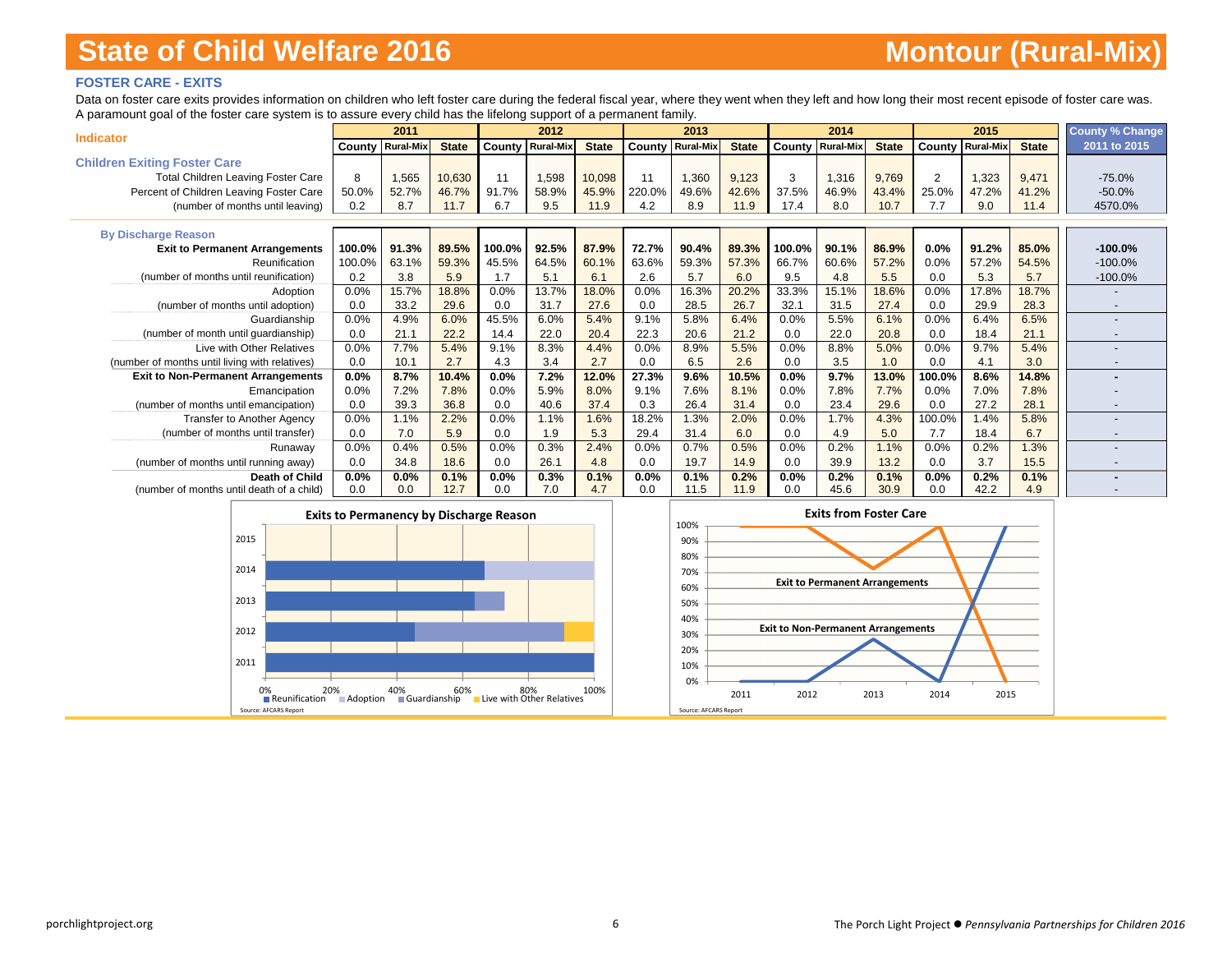# State of Child Welfare 2016 — Montour (Rural-Mix)

## FOSTER CARE - EXITS

Data on foster care exits provides information on children who left foster care during the federal fiscal year, where they went when they left and how long their most recent episode of foster care was. A paramount goal of the foster care system is to assure every child has the lifelong support of a permanent family.

| Indicator | 2011 | | | 2012 | | | 2013 | | | 2014 | | | 2015 | | | County % Change |
|---|---|---|---|---|---|---|---|---|---|---|---|---|---|---|---|---|
| | County | Rural-Mix | State | County | Rural-Mix | State | County | Rural-Mix | State | County | Rural-Mix | State | County | Rural-Mix | State | 2011 to 2015 |
| **Children Exiting Foster Care** | | | | | | | | | | | | | | | | |
| Total Children Leaving Foster Care | 8 | 1,565 | 10,630 | 11 | 1,598 | 10,098 | 11 | 1,360 | 9,123 | 3 | 1,316 | 9,769 | 2 | 1,323 | 9,471 | -75.0% |
| Percent of Children Leaving Foster Care | 50.0% | 52.7% | 46.7% | 91.7% | 58.9% | 45.9% | 220.0% | 49.6% | 42.6% | 37.5% | 46.9% | 43.4% | 25.0% | 47.2% | 41.2% | -50.0% |
| (number of months until leaving) | 0.2 | 8.7 | 11.7 | 6.7 | 9.5 | 11.9 | 4.2 | 8.9 | 11.9 | 17.4 | 8.0 | 10.7 | 7.7 | 9.0 | 11.4 | 4570.0% |
| **By Discharge Reason** | | | | | | | | | | | | | | | | |
| **Exit to Permanent Arrangements** | **100.0%** | **91.3%** | **89.5%** | **100.0%** | **92.5%** | **87.9%** | **72.7%** | **90.4%** | **89.3%** | **100.0%** | **90.1%** | **86.9%** | **0.0%** | **91.2%** | **85.0%** | **-100.0%** |
| Reunification | 100.0% | 63.1% | 59.3% | 45.5% | 64.5% | 60.1% | 63.6% | 59.3% | 57.3% | 66.7% | 60.6% | 57.2% | 0.0% | 57.2% | 54.5% | -100.0% |
| (number of months until reunification) | 0.2 | 3.8 | 5.9 | 1.7 | 5.1 | 6.1 | 2.6 | 5.7 | 6.0 | 9.5 | 4.8 | 5.5 | 0.0 | 5.3 | 5.7 | -100.0% |
| Adoption | 0.0% | 15.7% | 18.8% | 0.0% | 13.7% | 18.0% | 0.0% | 16.3% | 20.2% | 33.3% | 15.1% | 18.6% | 0.0% | 17.8% | 18.7% | - |
| (number of months until adoption) | 0.0 | 33.2 | 29.6 | 0.0 | 31.7 | 27.6 | 0.0 | 28.5 | 26.7 | 32.1 | 31.5 | 27.4 | 0.0 | 29.9 | 28.3 | - |
| Guardianship | 0.0% | 4.9% | 6.0% | 45.5% | 6.0% | 5.4% | 9.1% | 5.8% | 6.4% | 0.0% | 5.5% | 6.1% | 0.0% | 6.4% | 6.5% | - |
| (number of month until guardianship) | 0.0 | 21.1 | 22.2 | 14.4 | 22.0 | 20.4 | 22.3 | 20.6 | 21.2 | 0.0 | 22.0 | 20.8 | 0.0 | 18.4 | 21.1 | - |
| Live with Other Relatives | 0.0% | 7.7% | 5.4% | 9.1% | 8.3% | 4.4% | 0.0% | 8.9% | 5.5% | 0.0% | 8.8% | 5.0% | 0.0% | 9.7% | 5.4% | - |
| (number of months until living with relatives) | 0.0 | 10.1 | 2.7 | 4.3 | 3.4 | 2.7 | 0.0 | 6.5 | 2.6 | 0.0 | 3.5 | 1.0 | 0.0 | 4.1 | 3.0 | - |
| **Exit to Non-Permanent Arrangements** | **0.0%** | **8.7%** | **10.4%** | **0.0%** | **7.2%** | **12.0%** | **27.3%** | **9.6%** | **10.5%** | **0.0%** | **9.7%** | **13.0%** | **100.0%** | **8.6%** | **14.8%** | **-** |
| Emancipation | 0.0% | 7.2% | 7.8% | 0.0% | 5.9% | 8.0% | 9.1% | 7.6% | 8.1% | 0.0% | 7.8% | 7.7% | 0.0% | 7.0% | 7.8% | - |
| (number of months until emancipation) | 0.0 | 39.3 | 36.8 | 0.0 | 40.6 | 37.4 | 0.3 | 26.4 | 31.4 | 0.0 | 23.4 | 29.6 | 0.0 | 27.2 | 28.1 | - |
| Transfer to Another Agency | 0.0% | 1.1% | 2.2% | 0.0% | 1.1% | 1.6% | 18.2% | 1.3% | 2.0% | 0.0% | 1.7% | 4.3% | 100.0% | 1.4% | 5.8% | - |
| (number of months until transfer) | 0.0 | 7.0 | 5.9 | 0.0 | 1.9 | 5.3 | 29.4 | 31.4 | 6.0 | 0.0 | 4.9 | 5.0 | 7.7 | 18.4 | 6.7 | - |
| Runaway | 0.0% | 0.4% | 0.5% | 0.0% | 0.3% | 2.4% | 0.0% | 0.7% | 0.5% | 0.0% | 0.2% | 1.1% | 0.0% | 0.2% | 1.3% | - |
| (number of months until running away) | 0.0 | 34.8 | 18.6 | 0.0 | 26.1 | 4.8 | 0.0 | 19.7 | 14.9 | 0.0 | 39.9 | 13.2 | 0.0 | 3.7 | 15.5 | - |
| **Death of Child** | **0.0%** | **0.0%** | **0.1%** | **0.0%** | **0.3%** | **0.1%** | **0.0%** | **0.1%** | **0.2%** | **0.0%** | **0.2%** | **0.1%** | **0.0%** | **0.2%** | **0.1%** | **-** |
| (number of months until death of a child) | 0.0 | 0.0 | 12.7 | 0.0 | 7.0 | 4.7 | 0.0 | 11.5 | 11.9 | 0.0 | 45.6 | 30.9 | 0.0 | 42.2 | 4.9 | - |

**Exits to Permanency by Discharge Reason**

Source: AFCARS Report

**Exits from Foster Care**

Source: AFCARS Report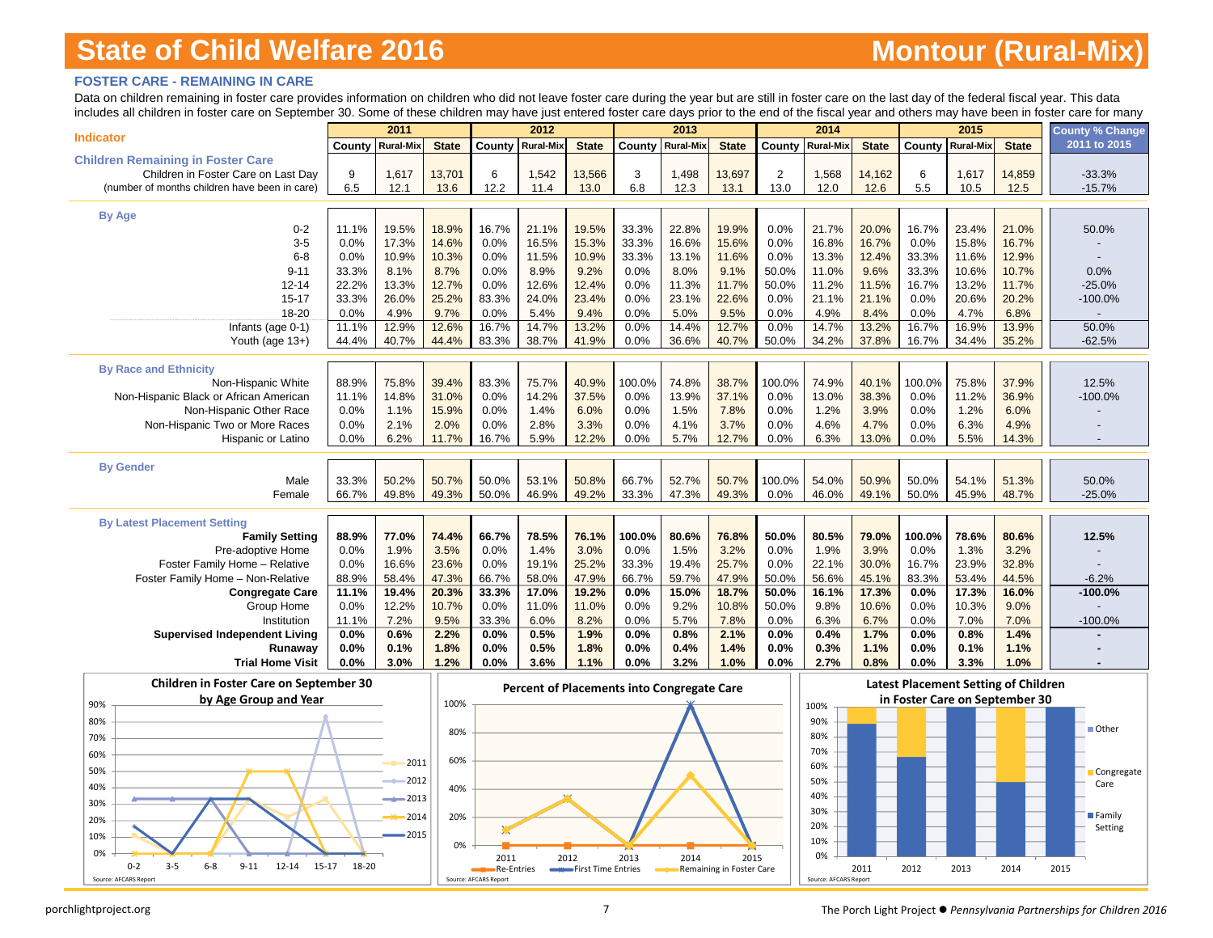# State of Child Welfare 2016

## Montour (Rural-Mix)

### FOSTER CARE - REMAINING IN CARE

Data on children remaining in foster care provides information on children who did not leave foster care during the year but are still in foster care on the last day of the federal fiscal year. This data includes all children in foster care on September 30. Some of these children may have just entered foster care days prior to the end of the fiscal year and others may have been in foster care for many

| Indicator | 2011 | | | 2012 | | | 2013 | | | 2014 | | | 2015 | | | County % Change 2011 to 2015 |
|---|---|---|---|---|---|---|---|---|---|---|---|---|---|---|---|---|
| | County | Rural-Mix | State | County | Rural-Mix | State | County | Rural-Mix | State | County | Rural-Mix | State | County | Rural-Mix | State | |
| **Children Remaining in Foster Care** | | | | | | | | | | | | | | | | |
| Children in Foster Care on Last Day | 9 | 1,617 | 13,701 | 6 | 1,542 | 13,566 | 3 | 1,498 | 13,697 | 2 | 1,568 | 14,162 | 6 | 1,617 | 14,859 | -33.3% |
| (number of months children have been in care) | 6.5 | 12.1 | 13.6 | 12.2 | 11.4 | 13.0 | 6.8 | 12.3 | 13.1 | 13.0 | 12.0 | 12.6 | 5.5 | 10.5 | 12.5 | -15.7% |
| **By Age** | | | | | | | | | | | | | | | | |
| 0-2 | 11.1% | 19.5% | 18.9% | 16.7% | 21.1% | 19.5% | 33.3% | 22.8% | 19.9% | 0.0% | 21.7% | 20.0% | 16.7% | 23.4% | 21.0% | 50.0% |
| 3-5 | 0.0% | 17.3% | 14.6% | 0.0% | 16.5% | 15.3% | 33.3% | 16.6% | 15.6% | 0.0% | 16.8% | 16.7% | 0.0% | 15.8% | 16.7% | - |
| 6-8 | 0.0% | 10.9% | 10.3% | 0.0% | 11.5% | 10.9% | 33.3% | 13.1% | 11.6% | 0.0% | 13.3% | 12.4% | 33.3% | 11.6% | 12.9% | - |
| 9-11 | 33.3% | 8.1% | 8.7% | 0.0% | 8.9% | 9.2% | 0.0% | 8.0% | 9.1% | 50.0% | 11.0% | 9.6% | 33.3% | 10.6% | 10.7% | 0.0% |
| 12-14 | 22.2% | 13.3% | 12.7% | 0.0% | 12.6% | 12.4% | 0.0% | 11.3% | 11.7% | 50.0% | 11.2% | 11.5% | 16.7% | 13.2% | 11.7% | -25.0% |
| 15-17 | 33.3% | 26.0% | 25.2% | 83.3% | 24.0% | 23.4% | 0.0% | 23.1% | 22.6% | 0.0% | 21.1% | 21.1% | 0.0% | 20.6% | 20.2% | -100.0% |
| 18-20 | 0.0% | 4.9% | 9.7% | 0.0% | 5.4% | 9.4% | 0.0% | 5.0% | 9.5% | 0.0% | 4.9% | 8.4% | 0.0% | 4.7% | 6.8% | - |
| Infants (age 0-1) | 11.1% | 12.9% | 12.6% | 16.7% | 14.7% | 13.2% | 0.0% | 14.4% | 12.7% | 0.0% | 14.7% | 13.2% | 16.7% | 16.9% | 13.9% | 50.0% |
| Youth (age 13+) | 44.4% | 40.7% | 44.4% | 83.3% | 38.7% | 41.9% | 0.0% | 36.6% | 40.7% | 50.0% | 34.2% | 37.8% | 16.7% | 34.4% | 35.2% | -62.5% |
| **By Race and Ethnicity** | | | | | | | | | | | | | | | | |
| Non-Hispanic White | 88.9% | 75.8% | 39.4% | 83.3% | 75.7% | 40.9% | 100.0% | 74.8% | 38.7% | 100.0% | 74.9% | 40.1% | 100.0% | 75.8% | 37.9% | 12.5% |
| Non-Hispanic Black or African American | 11.1% | 14.8% | 31.0% | 0.0% | 14.2% | 37.5% | 0.0% | 13.9% | 37.1% | 0.0% | 13.0% | 38.3% | 0.0% | 11.2% | 36.9% | -100.0% |
| Non-Hispanic Other Race | 0.0% | 1.1% | 15.9% | 0.0% | 1.4% | 6.0% | 0.0% | 1.5% | 7.8% | 0.0% | 1.2% | 3.9% | 0.0% | 1.2% | 6.0% | - |
| Non-Hispanic Two or More Races | 0.0% | 2.1% | 2.0% | 0.0% | 2.8% | 3.3% | 0.0% | 4.1% | 3.7% | 0.0% | 4.6% | 4.7% | 0.0% | 6.3% | 4.9% | - |
| Hispanic or Latino | 0.0% | 6.2% | 11.7% | 16.7% | 5.9% | 12.2% | 0.0% | 5.7% | 12.7% | 0.0% | 6.3% | 13.0% | 0.0% | 5.5% | 14.3% | - |
| **By Gender** | | | | | | | | | | | | | | | | |
| Male | 33.3% | 50.2% | 50.7% | 50.0% | 53.1% | 50.8% | 66.7% | 52.7% | 50.7% | 100.0% | 54.0% | 50.9% | 50.0% | 54.1% | 51.3% | 50.0% |
| Female | 66.7% | 49.8% | 49.3% | 50.0% | 46.9% | 49.2% | 33.3% | 47.3% | 49.3% | 0.0% | 46.0% | 49.1% | 50.0% | 45.9% | 48.7% | -25.0% |
| **By Latest Placement Setting** | | | | | | | | | | | | | | | | |
| **Family Setting** | **88.9%** | **77.0%** | **74.4%** | **66.7%** | **78.5%** | **76.1%** | **100.0%** | **80.6%** | **76.8%** | **50.0%** | **80.5%** | **79.0%** | **100.0%** | **78.6%** | **80.6%** | **12.5%** |
| Pre-adoptive Home | 0.0% | 1.9% | 3.5% | 0.0% | 1.4% | 3.0% | 0.0% | 1.5% | 3.2% | 0.0% | 1.9% | 3.9% | 0.0% | 1.3% | 3.2% | - |
| Foster Family Home – Relative | 0.0% | 16.6% | 23.6% | 0.0% | 19.1% | 25.2% | 33.3% | 19.4% | 25.7% | 0.0% | 22.1% | 30.0% | 16.7% | 23.9% | 32.8% | - |
| Foster Family Home – Non-Relative | 88.9% | 58.4% | 47.3% | 66.7% | 58.0% | 47.9% | 66.7% | 59.7% | 47.9% | 50.0% | 56.6% | 45.1% | 83.3% | 53.4% | 44.5% | -6.2% |
| **Congregate Care** | **11.1%** | **19.4%** | **20.3%** | **33.3%** | **17.0%** | **19.2%** | **0.0%** | **15.0%** | **18.7%** | **50.0%** | **16.1%** | **17.3%** | **0.0%** | **17.3%** | **16.0%** | **-100.0%** |
| Group Home | 0.0% | 12.2% | 10.7% | 0.0% | 11.0% | 11.0% | 0.0% | 9.2% | 10.8% | 50.0% | 9.8% | 10.6% | 0.0% | 10.3% | 9.0% | - |
| Institution | 11.1% | 7.2% | 9.5% | 33.3% | 6.0% | 8.2% | 0.0% | 5.7% | 7.8% | 0.0% | 6.3% | 6.7% | 0.0% | 7.0% | 7.0% | -100.0% |
| **Supervised Independent Living** | **0.0%** | **0.6%** | **2.2%** | **0.0%** | **0.5%** | **1.9%** | **0.0%** | **0.8%** | **2.1%** | **0.0%** | **0.4%** | **1.7%** | **0.0%** | **0.8%** | **1.4%** | **-** |
| **Runaway** | **0.0%** | **0.1%** | **1.8%** | **0.0%** | **0.5%** | **1.8%** | **0.0%** | **0.4%** | **1.4%** | **0.0%** | **0.3%** | **1.1%** | **0.0%** | **0.1%** | **1.1%** | **-** |
| **Trial Home Visit** | **0.0%** | **3.0%** | **1.2%** | **0.0%** | **3.6%** | **1.1%** | **0.0%** | **3.2%** | **1.0%** | **0.0%** | **2.7%** | **0.8%** | **0.0%** | **3.3%** | **1.0%** | **-** |

**Children in Foster Care on September 30 by Age Group and Year**

Source: AFCARS Report

**Percent of Placements into Congregate Care**

Source: AFCARS Report

**Latest Placement Setting of Children in Foster Care on September 30**

Source: AFCARS Report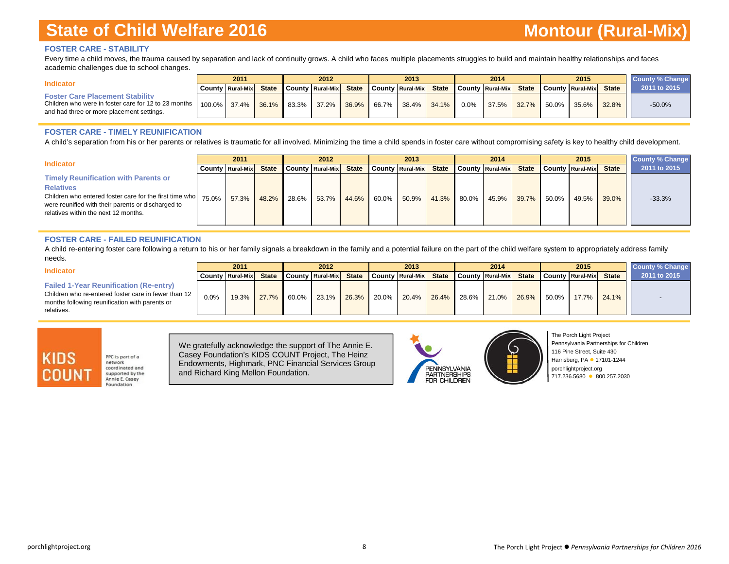# State of Child Welfare 2016

# Montour (Rural-Mix)

## FOSTER CARE - STABILITY

Every time a child moves, the trauma caused by separation and lack of continuity grows. A child who faces multiple placements struggles to build and maintain healthy relationships and faces academic challenges due to school changes.

| Indicator | 2011 | | | 2012 | | | 2013 | | | 2014 | | | 2015 | | | County % Change |
|---|---|---|---|---|---|---|---|---|---|---|---|---|---|---|---|---|
| | County | Rural-Mix | State | County | Rural-Mix | State | County | Rural-Mix | State | County | Rural-Mix | State | County | Rural-Mix | State | 2011 to 2015 |
| **Foster Care Placement Stability** Children who were in foster care for 12 to 23 months and had three or more placement settings. | 100.0% | 37.4% | 36.1% | 83.3% | 37.2% | 36.9% | 66.7% | 38.4% | 34.1% | 0.0% | 37.5% | 32.7% | 50.0% | 35.6% | 32.8% | -50.0% |

## FOSTER CARE - TIMELY REUNIFICATION

A child's separation from his or her parents or relatives is traumatic for all involved. Minimizing the time a child spends in foster care without compromising safety is key to healthy child development.

| Indicator | 2011 | | | 2012 | | | 2013 | | | 2014 | | | 2015 | | | County % Change |
|---|---|---|---|---|---|---|---|---|---|---|---|---|---|---|---|---|
| | County | Rural-Mix | State | County | Rural-Mix | State | County | Rural-Mix | State | County | Rural-Mix | State | County | Rural-Mix | State | 2011 to 2015 |
| **Timely Reunification with Parents or Relatives** Children who entered foster care for the first time who were reunified with their parents or discharged to relatives within the next 12 months. | 75.0% | 57.3% | 48.2% | 28.6% | 53.7% | 44.6% | 60.0% | 50.9% | 41.3% | 80.0% | 45.9% | 39.7% | 50.0% | 49.5% | 39.0% | -33.3% |

## FOSTER CARE - FAILED REUNIFICATION

A child re-entering foster care following a return to his or her family signals a breakdown in the family and a potential failure on the part of the child welfare system to appropriately address family needs.

| Indicator | 2011 | | | 2012 | | | 2013 | | | 2014 | | | 2015 | | | County % Change |
|---|---|---|---|---|---|---|---|---|---|---|---|---|---|---|---|---|
| | County | Rural-Mix | State | County | Rural-Mix | State | County | Rural-Mix | State | County | Rural-Mix | State | County | Rural-Mix | State | 2011 to 2015 |
| **Failed 1-Year Reunification (Re-entry)** Children who re-entered foster care in fewer than 12 months following reunification with parents or relatives. | 0.0% | 19.3% | 27.7% | 60.0% | 23.1% | 26.3% | 20.0% | 20.4% | 26.4% | 28.6% | 21.0% | 26.9% | 50.0% | 17.7% | 24.1% | - |

KIDS COUNT

PPC is part of a network coordinated and supported by the Annie E. Casey Foundation

We gratefully acknowledge the support of The Annie E. Casey Foundation's KIDS COUNT Project, The Heinz Endowments, Highmark, PNC Financial Services Group and Richard King Mellon Foundation.

PENNSYLVANIA PARTNERSHIPS FOR CHILDREN

The Porch Light Project
Pennsylvania Partnerships for Children
116 Pine Street, Suite 430
Harrisburg, PA ● 17101-1244
porchlightproject.org
717.236.5680 ● 800.257.2030